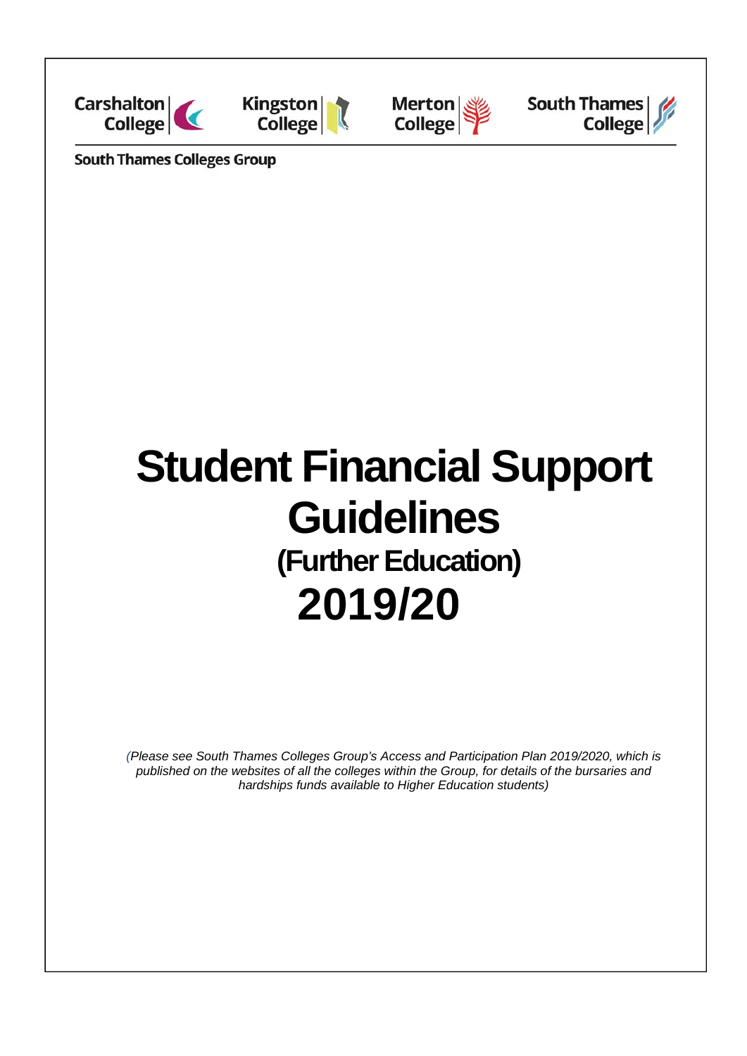Carshalton College | Kingston College | Merton College | South Thames College

South Thames Colleges Group

# Student Financial Support Guidelines

## (Further Education)

## 2019/20

*(Please see South Thames Colleges Group's Access and Participation Plan 2019/2020, which is published on the websites of all the colleges within the Group, for details of the bursaries and hardships funds available to Higher Education students)*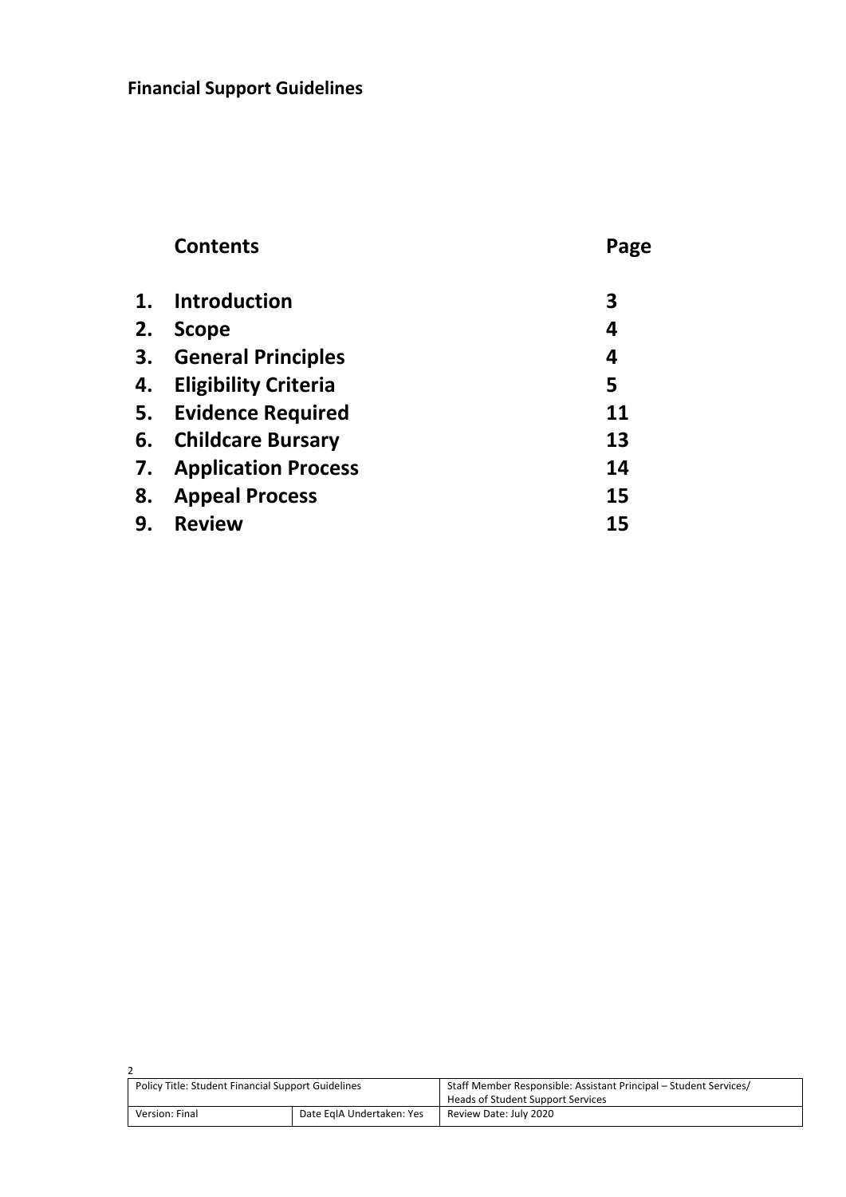**Financial Support Guidelines**

| | Contents | Page |
|---|---|---|
| 1. | Introduction | 3 |
| 2. | Scope | 4 |
| 3. | General Principles | 4 |
| 4. | Eligibility Criteria | 5 |
| 5. | Evidence Required | 11 |
| 6. | Childcare Bursary | 13 |
| 7. | Application Process | 14 |
| 8. | Appeal Process | 15 |
| 9. | Review | 15 |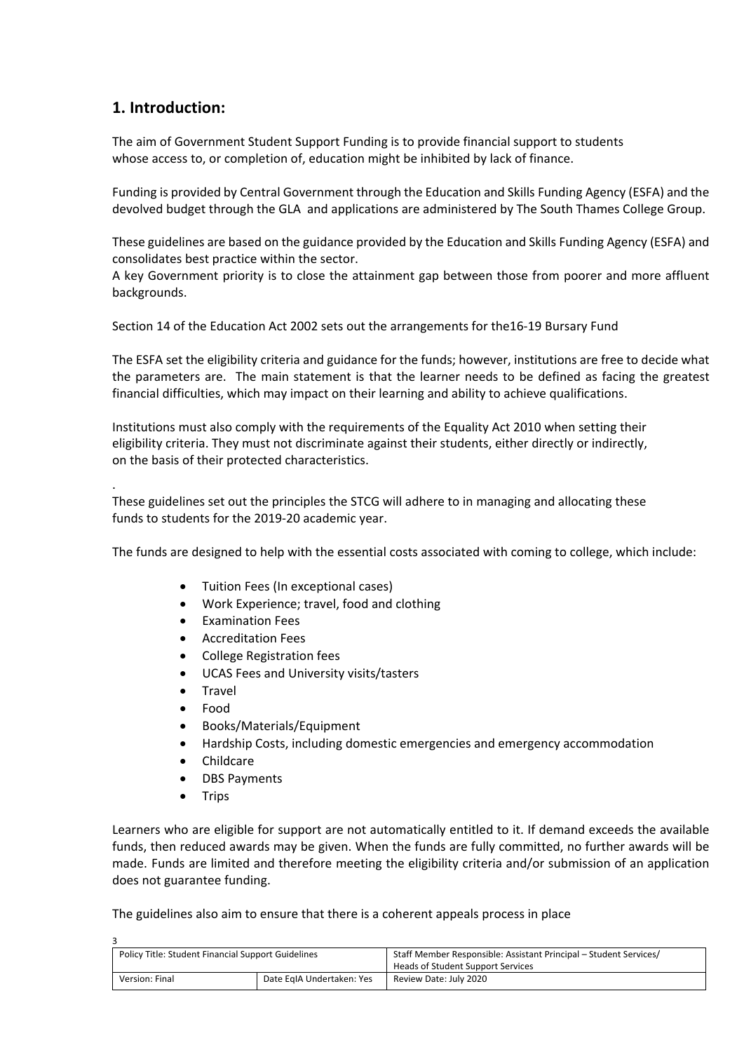## 1. Introduction:

The aim of Government Student Support Funding is to provide financial support to students whose access to, or completion of, education might be inhibited by lack of finance.

Funding is provided by Central Government through the Education and Skills Funding Agency (ESFA) and the devolved budget through the GLA and applications are administered by The South Thames College Group.

These guidelines are based on the guidance provided by the Education and Skills Funding Agency (ESFA) and consolidates best practice within the sector.
A key Government priority is to close the attainment gap between those from poorer and more affluent backgrounds.

Section 14 of the Education Act 2002 sets out the arrangements for the16-19 Bursary Fund

The ESFA set the eligibility criteria and guidance for the funds; however, institutions are free to decide what the parameters are. The main statement is that the learner needs to be defined as facing the greatest financial difficulties, which may impact on their learning and ability to achieve qualifications.

Institutions must also comply with the requirements of the Equality Act 2010 when setting their eligibility criteria. They must not discriminate against their students, either directly or indirectly, on the basis of their protected characteristics.

.
These guidelines set out the principles the STCG will adhere to in managing and allocating these funds to students for the 2019-20 academic year.

The funds are designed to help with the essential costs associated with coming to college, which include:

- Tuition Fees (In exceptional cases)
- Work Experience; travel, food and clothing
- Examination Fees
- Accreditation Fees
- College Registration fees
- UCAS Fees and University visits/tasters
- Travel
- Food
- Books/Materials/Equipment
- Hardship Costs, including domestic emergencies and emergency accommodation
- Childcare
- DBS Payments
- Trips

Learners who are eligible for support are not automatically entitled to it. If demand exceeds the available funds, then reduced awards may be given. When the funds are fully committed, no further awards will be made. Funds are limited and therefore meeting the eligibility criteria and/or submission of an application does not guarantee funding.

The guidelines also aim to ensure that there is a coherent appeals process in place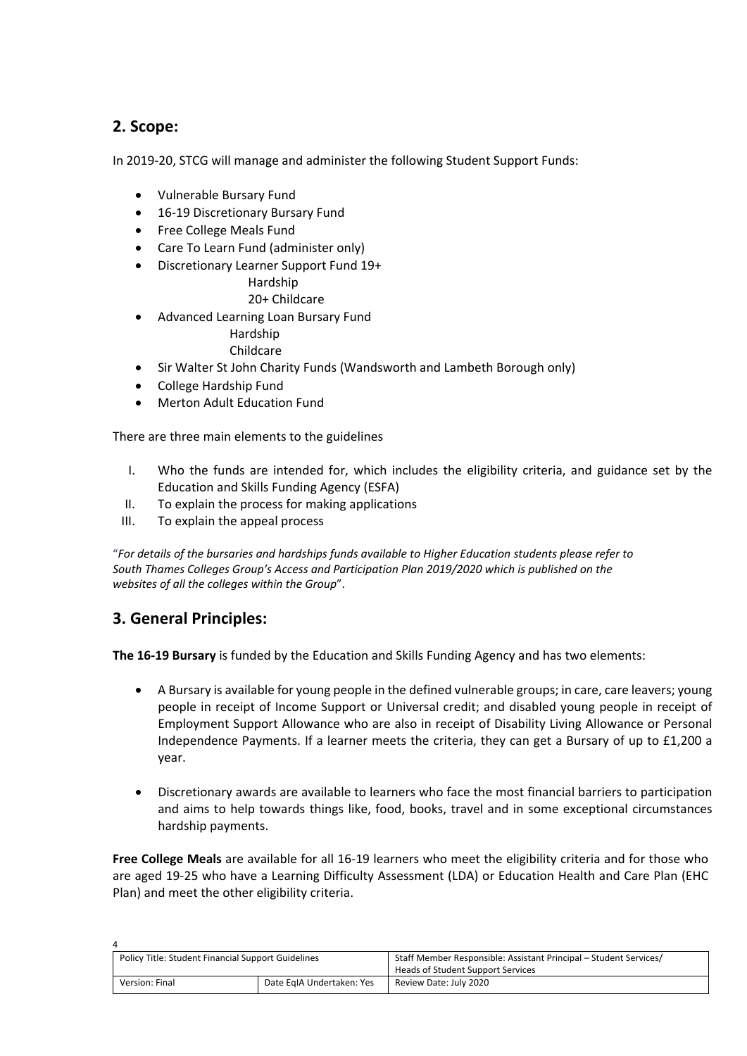## 2. Scope:

In 2019-20, STCG will manage and administer the following Student Support Funds:

- Vulnerable Bursary Fund
- 16-19 Discretionary Bursary Fund
- Free College Meals Fund
- Care To Learn Fund (administer only)
- Discretionary Learner Support Fund 19+
  - Hardship
  - 20+ Childcare
- Advanced Learning Loan Bursary Fund
  - Hardship
  - Childcare
- Sir Walter St John Charity Funds (Wandsworth and Lambeth Borough only)
- College Hardship Fund
- Merton Adult Education Fund

There are three main elements to the guidelines

I. Who the funds are intended for, which includes the eligibility criteria, and guidance set by the Education and Skills Funding Agency (ESFA)
II. To explain the process for making applications
III. To explain the appeal process

"*For details of the bursaries and hardships funds available to Higher Education students please refer to South Thames Colleges Group's Access and Participation Plan 2019/2020 which is published on the websites of all the colleges within the Group*".

## 3. General Principles:

**The 16-19 Bursary** is funded by the Education and Skills Funding Agency and has two elements:

- A Bursary is available for young people in the defined vulnerable groups; in care, care leavers; young people in receipt of Income Support or Universal credit; and disabled young people in receipt of Employment Support Allowance who are also in receipt of Disability Living Allowance or Personal Independence Payments. If a learner meets the criteria, they can get a Bursary of up to £1,200 a year.

- Discretionary awards are available to learners who face the most financial barriers to participation and aims to help towards things like, food, books, travel and in some exceptional circumstances hardship payments.

**Free College Meals** are available for all 16-19 learners who meet the eligibility criteria and for those who are aged 19-25 who have a Learning Difficulty Assessment (LDA) or Education Health and Care Plan (EHC Plan) and meet the other eligibility criteria.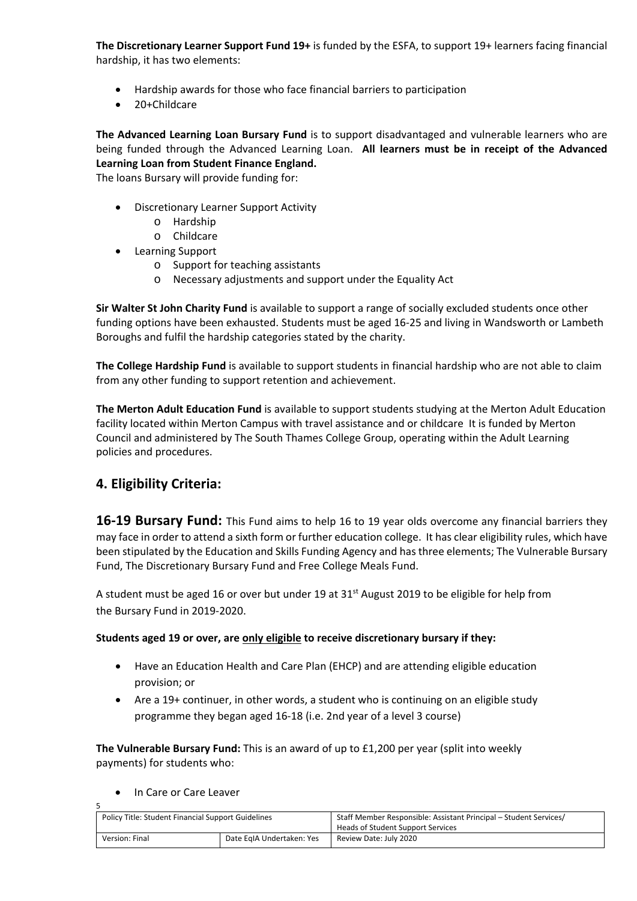**The Discretionary Learner Support Fund 19+** is funded by the ESFA, to support 19+ learners facing financial hardship, it has two elements:

- Hardship awards for those who face financial barriers to participation
- 20+Childcare

**The Advanced Learning Loan Bursary Fund** is to support disadvantaged and vulnerable learners who are being funded through the Advanced Learning Loan. **All learners must be in receipt of the Advanced Learning Loan from Student Finance England.**

The loans Bursary will provide funding for:

- Discretionary Learner Support Activity
  - Hardship
  - Childcare
- Learning Support
  - Support for teaching assistants
  - Necessary adjustments and support under the Equality Act

**Sir Walter St John Charity Fund** is available to support a range of socially excluded students once other funding options have been exhausted. Students must be aged 16-25 and living in Wandsworth or Lambeth Boroughs and fulfil the hardship categories stated by the charity.

**The College Hardship Fund** is available to support students in financial hardship who are not able to claim from any other funding to support retention and achievement.

**The Merton Adult Education Fund** is available to support students studying at the Merton Adult Education facility located within Merton Campus with travel assistance and or childcare It is funded by Merton Council and administered by The South Thames College Group, operating within the Adult Learning policies and procedures.

## 4. Eligibility Criteria:

**16-19 Bursary Fund:** This Fund aims to help 16 to 19 year olds overcome any financial barriers they may face in order to attend a sixth form or further education college. It has clear eligibility rules, which have been stipulated by the Education and Skills Funding Agency and has three elements; The Vulnerable Bursary Fund, The Discretionary Bursary Fund and Free College Meals Fund.

A student must be aged 16 or over but under 19 at 31st August 2019 to be eligible for help from the Bursary Fund in 2019-2020.

**Students aged 19 or over, are only eligible to receive discretionary bursary if they:**

- Have an Education Health and Care Plan (EHCP) and are attending eligible education provision; or
- Are a 19+ continuer, in other words, a student who is continuing on an eligible study programme they began aged 16-18 (i.e. 2nd year of a level 3 course)

**The Vulnerable Bursary Fund:** This is an award of up to £1,200 per year (split into weekly payments) for students who:

- In Care or Care Leaver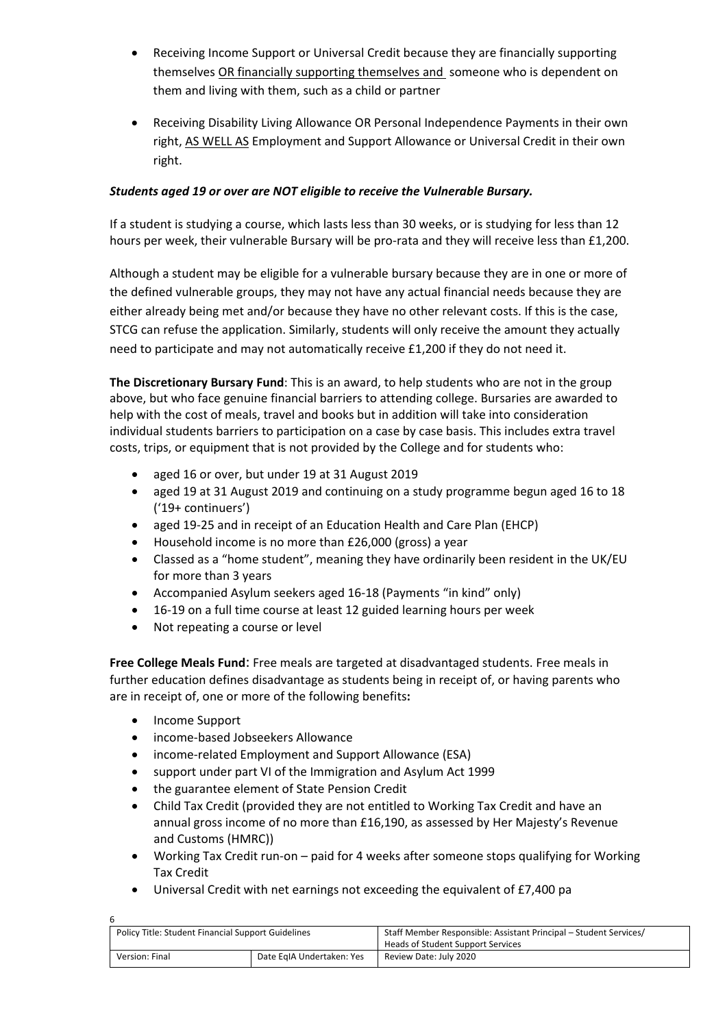- Receiving Income Support or Universal Credit because they are financially supporting themselves OR financially supporting themselves and someone who is dependent on them and living with them, such as a child or partner

- Receiving Disability Living Allowance OR Personal Independence Payments in their own right, AS WELL AS Employment and Support Allowance or Universal Credit in their own right.

***Students aged 19 or over are NOT eligible to receive the Vulnerable Bursary.***

If a student is studying a course, which lasts less than 30 weeks, or is studying for less than 12 hours per week, their vulnerable Bursary will be pro-rata and they will receive less than £1,200.

Although a student may be eligible for a vulnerable bursary because they are in one or more of the defined vulnerable groups, they may not have any actual financial needs because they are either already being met and/or because they have no other relevant costs. If this is the case, STCG can refuse the application. Similarly, students will only receive the amount they actually need to participate and may not automatically receive £1,200 if they do not need it.

**The Discretionary Bursary Fund**: This is an award, to help students who are not in the group above, but who face genuine financial barriers to attending college. Bursaries are awarded to help with the cost of meals, travel and books but in addition will take into consideration individual students barriers to participation on a case by case basis. This includes extra travel costs, trips, or equipment that is not provided by the College and for students who:

- aged 16 or over, but under 19 at 31 August 2019
- aged 19 at 31 August 2019 and continuing on a study programme begun aged 16 to 18 ('19+ continuers')
- aged 19-25 and in receipt of an Education Health and Care Plan (EHCP)
- Household income is no more than £26,000 (gross) a year
- Classed as a "home student", meaning they have ordinarily been resident in the UK/EU for more than 3 years
- Accompanied Asylum seekers aged 16-18 (Payments "in kind" only)
- 16-19 on a full time course at least 12 guided learning hours per week
- Not repeating a course or level

**Free College Meals Fund**: Free meals are targeted at disadvantaged students. Free meals in further education defines disadvantage as students being in receipt of, or having parents who are in receipt of, one or more of the following benefits**:**

- Income Support
- income-based Jobseekers Allowance
- income-related Employment and Support Allowance (ESA)
- support under part VI of the Immigration and Asylum Act 1999
- the guarantee element of State Pension Credit
- Child Tax Credit (provided they are not entitled to Working Tax Credit and have an annual gross income of no more than £16,190, as assessed by Her Majesty's Revenue and Customs (HMRC))
- Working Tax Credit run-on – paid for 4 weeks after someone stops qualifying for Working Tax Credit
- Universal Credit with net earnings not exceeding the equivalent of £7,400 pa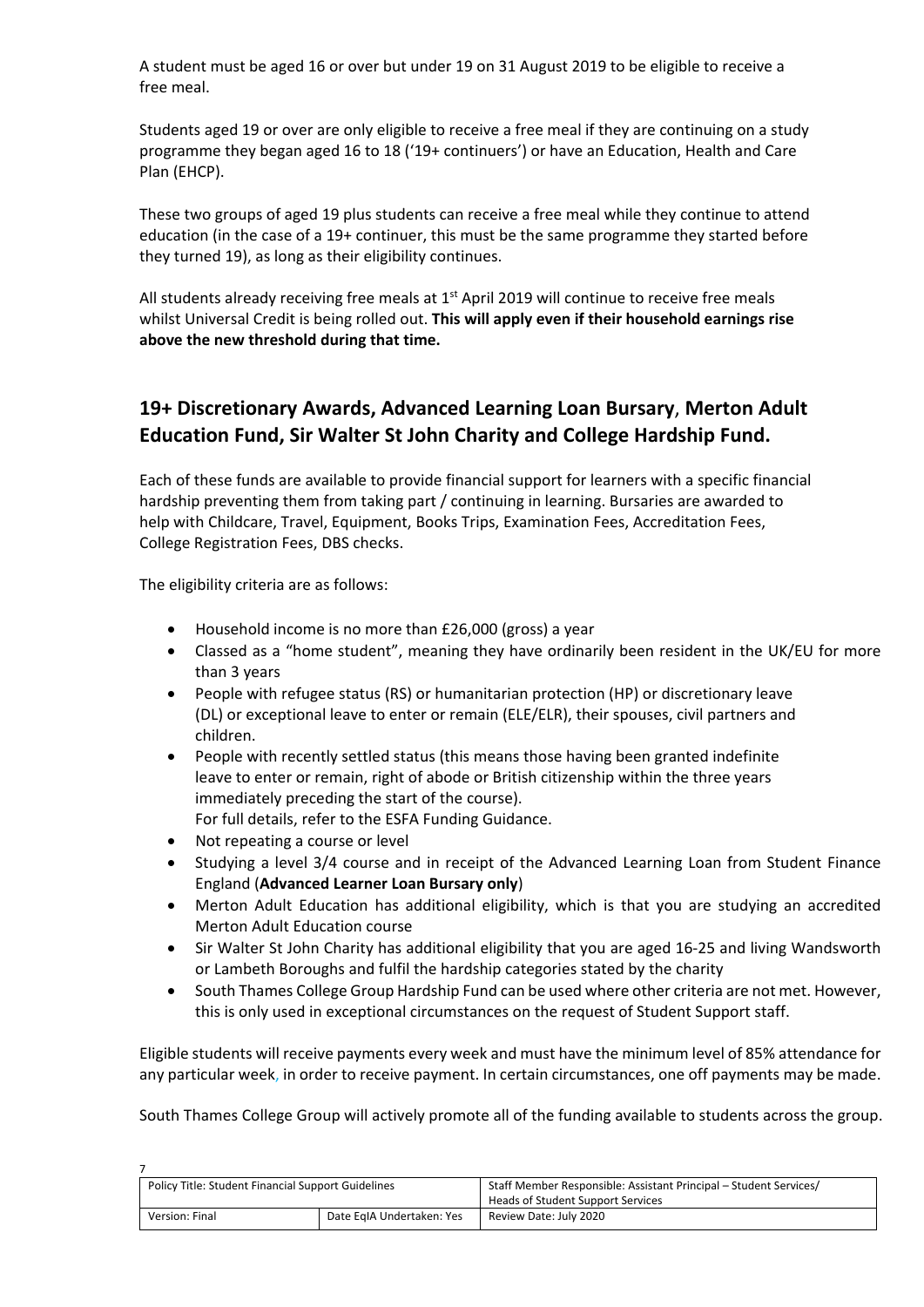A student must be aged 16 or over but under 19 on 31 August 2019 to be eligible to receive a free meal.

Students aged 19 or over are only eligible to receive a free meal if they are continuing on a study programme they began aged 16 to 18 ('19+ continuers') or have an Education, Health and Care Plan (EHCP).

These two groups of aged 19 plus students can receive a free meal while they continue to attend education (in the case of a 19+ continuer, this must be the same programme they started before they turned 19), as long as their eligibility continues.

All students already receiving free meals at 1st April 2019 will continue to receive free meals whilst Universal Credit is being rolled out. **This will apply even if their household earnings rise above the new threshold during that time.**

## 19+ Discretionary Awards, Advanced Learning Loan Bursary, Merton Adult Education Fund, Sir Walter St John Charity and College Hardship Fund.

Each of these funds are available to provide financial support for learners with a specific financial hardship preventing them from taking part / continuing in learning. Bursaries are awarded to help with Childcare, Travel, Equipment, Books Trips, Examination Fees, Accreditation Fees, College Registration Fees, DBS checks.

The eligibility criteria are as follows:

- Household income is no more than £26,000 (gross) a year
- Classed as a "home student", meaning they have ordinarily been resident in the UK/EU for more than 3 years
- People with refugee status (RS) or humanitarian protection (HP) or discretionary leave (DL) or exceptional leave to enter or remain (ELE/ELR), their spouses, civil partners and children.
- People with recently settled status (this means those having been granted indefinite leave to enter or remain, right of abode or British citizenship within the three years immediately preceding the start of the course).
  For full details, refer to the ESFA Funding Guidance.
- Not repeating a course or level
- Studying a level 3/4 course and in receipt of the Advanced Learning Loan from Student Finance England (**Advanced Learner Loan Bursary only**)
- Merton Adult Education has additional eligibility, which is that you are studying an accredited Merton Adult Education course
- Sir Walter St John Charity has additional eligibility that you are aged 16-25 and living Wandsworth or Lambeth Boroughs and fulfil the hardship categories stated by the charity
- South Thames College Group Hardship Fund can be used where other criteria are not met. However, this is only used in exceptional circumstances on the request of Student Support staff.

Eligible students will receive payments every week and must have the minimum level of 85% attendance for any particular week, in order to receive payment. In certain circumstances, one off payments may be made.

South Thames College Group will actively promote all of the funding available to students across the group.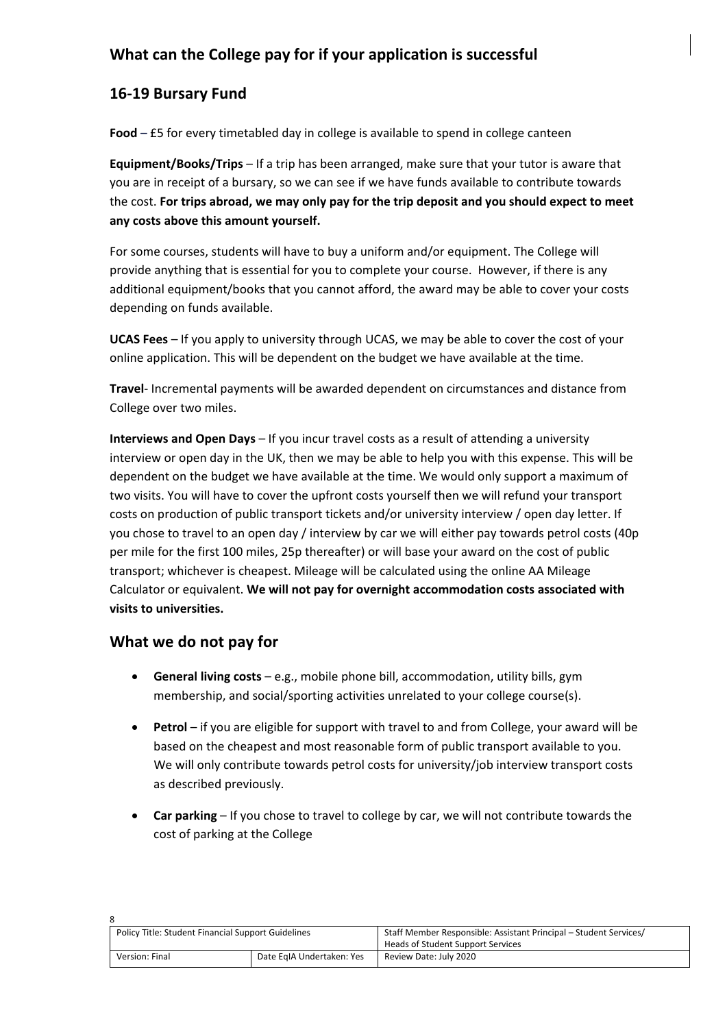## What can the College pay for if your application is successful

## 16-19 Bursary Fund

**Food** – £5 for every timetabled day in college is available to spend in college canteen

**Equipment/Books/Trips** – If a trip has been arranged, make sure that your tutor is aware that you are in receipt of a bursary, so we can see if we have funds available to contribute towards the cost. **For trips abroad, we may only pay for the trip deposit and you should expect to meet any costs above this amount yourself.**

For some courses, students will have to buy a uniform and/or equipment. The College will provide anything that is essential for you to complete your course. However, if there is any additional equipment/books that you cannot afford, the award may be able to cover your costs depending on funds available.

**UCAS Fees** – If you apply to university through UCAS, we may be able to cover the cost of your online application. This will be dependent on the budget we have available at the time.

**Travel**- Incremental payments will be awarded dependent on circumstances and distance from College over two miles.

**Interviews and Open Days** – If you incur travel costs as a result of attending a university interview or open day in the UK, then we may be able to help you with this expense. This will be dependent on the budget we have available at the time. We would only support a maximum of two visits. You will have to cover the upfront costs yourself then we will refund your transport costs on production of public transport tickets and/or university interview / open day letter. If you chose to travel to an open day / interview by car we will either pay towards petrol costs (40p per mile for the first 100 miles, 25p thereafter) or will base your award on the cost of public transport; whichever is cheapest. Mileage will be calculated using the online AA Mileage Calculator or equivalent. **We will not pay for overnight accommodation costs associated with visits to universities.**

## What we do not pay for

- **General living costs** – e.g., mobile phone bill, accommodation, utility bills, gym membership, and social/sporting activities unrelated to your college course(s).
- **Petrol** – if you are eligible for support with travel to and from College, your award will be based on the cheapest and most reasonable form of public transport available to you. We will only contribute towards petrol costs for university/job interview transport costs as described previously.
- **Car parking** – If you chose to travel to college by car, we will not contribute towards the cost of parking at the College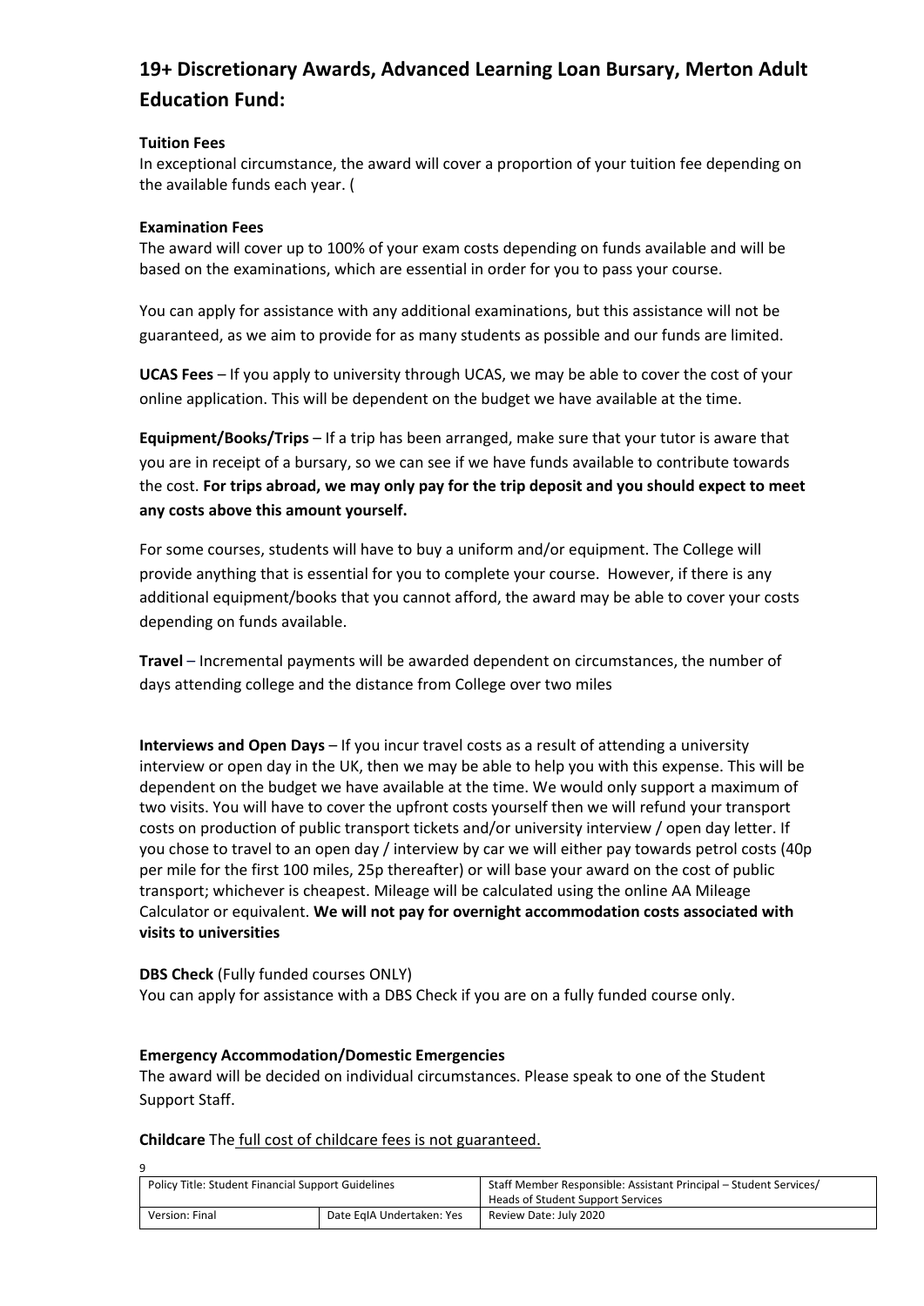## 19+ Discretionary Awards, Advanced Learning Loan Bursary, Merton Adult Education Fund:

**Tuition Fees**
In exceptional circumstance, the award will cover a proportion of your tuition fee depending on the available funds each year. (

**Examination Fees**
The award will cover up to 100% of your exam costs depending on funds available and will be based on the examinations, which are essential in order for you to pass your course.

You can apply for assistance with any additional examinations, but this assistance will not be guaranteed, as we aim to provide for as many students as possible and our funds are limited.

**UCAS Fees** – If you apply to university through UCAS, we may be able to cover the cost of your online application. This will be dependent on the budget we have available at the time.

**Equipment/Books/Trips** – If a trip has been arranged, make sure that your tutor is aware that you are in receipt of a bursary, so we can see if we have funds available to contribute towards the cost. **For trips abroad, we may only pay for the trip deposit and you should expect to meet any costs above this amount yourself.**

For some courses, students will have to buy a uniform and/or equipment. The College will provide anything that is essential for you to complete your course. However, if there is any additional equipment/books that you cannot afford, the award may be able to cover your costs depending on funds available.

**Travel** – Incremental payments will be awarded dependent on circumstances, the number of days attending college and the distance from College over two miles

**Interviews and Open Days** – If you incur travel costs as a result of attending a university interview or open day in the UK, then we may be able to help you with this expense. This will be dependent on the budget we have available at the time. We would only support a maximum of two visits. You will have to cover the upfront costs yourself then we will refund your transport costs on production of public transport tickets and/or university interview / open day letter. If you chose to travel to an open day / interview by car we will either pay towards petrol costs (40p per mile for the first 100 miles, 25p thereafter) or will base your award on the cost of public transport; whichever is cheapest. Mileage will be calculated using the online AA Mileage Calculator or equivalent. **We will not pay for overnight accommodation costs associated with visits to universities**

**DBS Check** (Fully funded courses ONLY)
You can apply for assistance with a DBS Check if you are on a fully funded course only.

**Emergency Accommodation/Domestic Emergencies**
The award will be decided on individual circumstances. Please speak to one of the Student Support Staff.

**Childcare** The full cost of childcare fees is not guaranteed.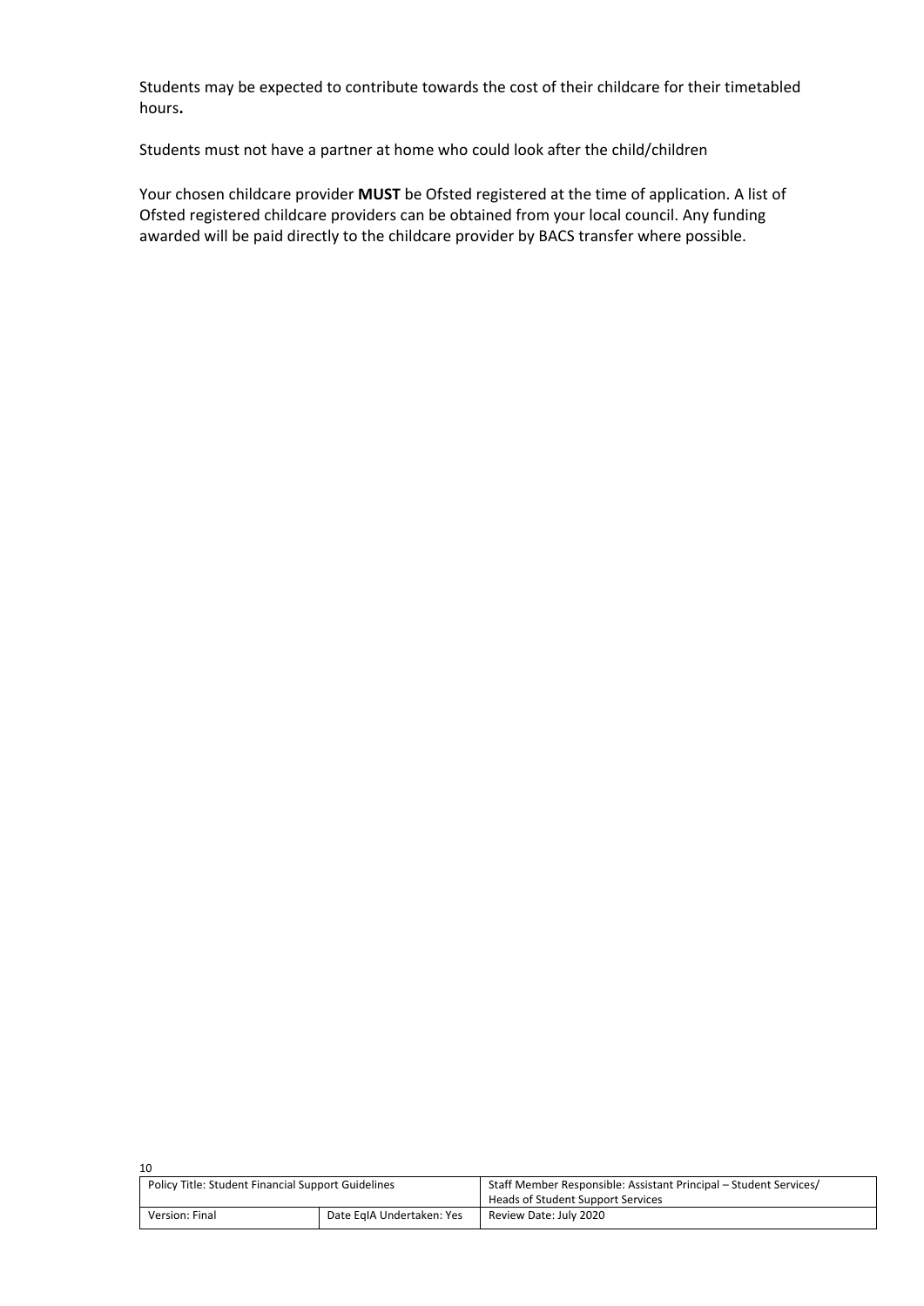Students may be expected to contribute towards the cost of their childcare for their timetabled hours**.**

Students must not have a partner at home who could look after the child/children

Your chosen childcare provider **MUST** be Ofsted registered at the time of application. A list of Ofsted registered childcare providers can be obtained from your local council. Any funding awarded will be paid directly to the childcare provider by BACS transfer where possible.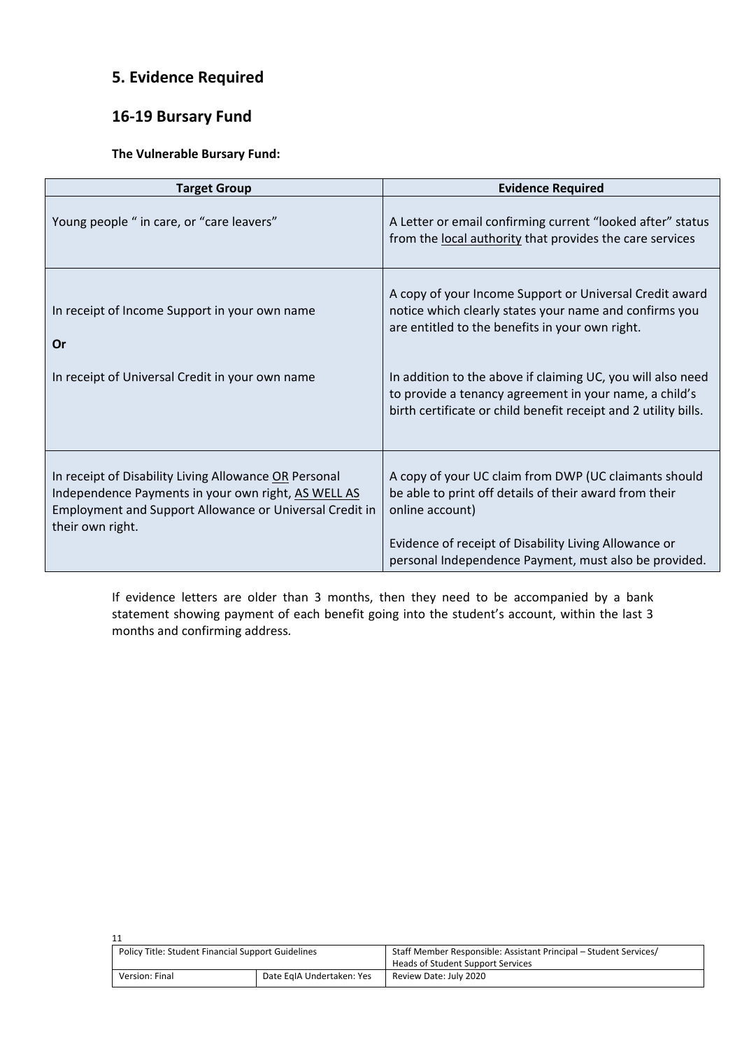## 5. Evidence Required

## 16-19 Bursary Fund

**The Vulnerable Bursary Fund:**

| Target Group | Evidence Required |
|---|---|
| Young people " in care, or "care leavers" | A Letter or email confirming current "looked after" status from the local authority that provides the care services |
| In receipt of Income Support in your own name<br><br>**Or**<br><br>In receipt of Universal Credit in your own name | A copy of your Income Support or Universal Credit award notice which clearly states your name and confirms you are entitled to the benefits in your own right.<br><br>In addition to the above if claiming UC, you will also need to provide a tenancy agreement in your name, a child's birth certificate or child benefit receipt and 2 utility bills. |
| In receipt of Disability Living Allowance OR Personal Independence Payments in your own right, AS WELL AS Employment and Support Allowance or Universal Credit in their own right. | A copy of your UC claim from DWP (UC claimants should be able to print off details of their award from their online account)<br><br>Evidence of receipt of Disability Living Allowance or personal Independence Payment, must also be provided. |

If evidence letters are older than 3 months, then they need to be accompanied by a bank statement showing payment of each benefit going into the student's account, within the last 3 months and confirming address.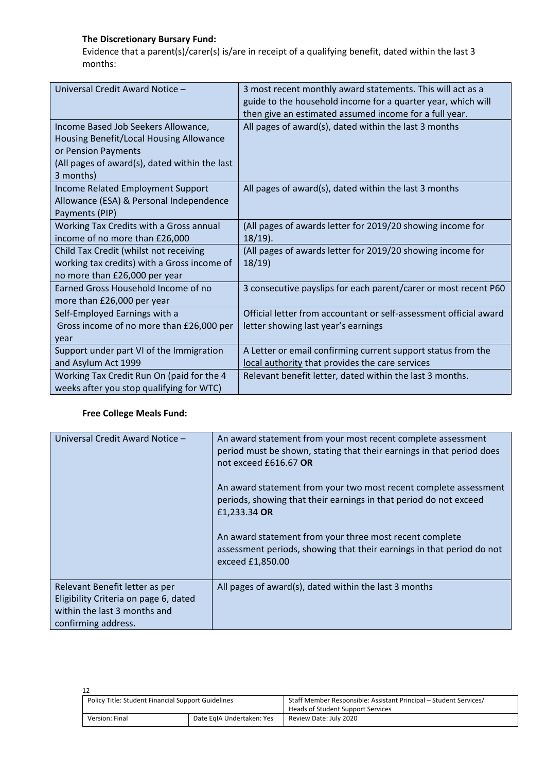**The Discretionary Bursary Fund:**

Evidence that a parent(s)/carer(s) is/are in receipt of a qualifying benefit, dated within the last 3 months:

| | |
|---|---|
| Universal Credit Award Notice – | 3 most recent monthly award statements. This will act as a guide to the household income for a quarter year, which will then give an estimated assumed income for a full year. |
| Income Based Job Seekers Allowance, Housing Benefit/Local Housing Allowance or Pension Payments (All pages of award(s), dated within the last 3 months) | All pages of award(s), dated within the last 3 months |
| Income Related Employment Support Allowance (ESA) & Personal Independence Payments (PIP) | All pages of award(s), dated within the last 3 months |
| Working Tax Credits with a Gross annual income of no more than £26,000 | (All pages of awards letter for 2019/20 showing income for 18/19). |
| Child Tax Credit (whilst not receiving working tax credits) with a Gross income of no more than £26,000 per year | (All pages of awards letter for 2019/20 showing income for 18/19) |
| Earned Gross Household Income of no more than £26,000 per year | 3 consecutive payslips for each parent/carer or most recent P60 |
| Self-Employed Earnings with a Gross income of no more than £26,000 per year | Official letter from accountant or self-assessment official award letter showing last year's earnings |
| Support under part VI of the Immigration and Asylum Act 1999 | A Letter or email confirming current support status from the local authority that provides the care services |
| Working Tax Credit Run On (paid for the 4 weeks after you stop qualifying for WTC) | Relevant benefit letter, dated within the last 3 months. |

**Free College Meals Fund:**

| | |
|---|---|
| Universal Credit Award Notice – | An award statement from your most recent complete assessment period must be shown, stating that their earnings in that period does not exceed £616.67 **OR**<br><br>An award statement from your two most recent complete assessment periods, showing that their earnings in that period do not exceed £1,233.34 **OR**<br><br>An award statement from your three most recent complete assessment periods, showing that their earnings in that period do not exceed £1,850.00 |
| Relevant Benefit letter as per Eligibility Criteria on page 6, dated within the last 3 months and confirming address. | All pages of award(s), dated within the last 3 months |

| Policy Title: Student Financial Support Guidelines | | Staff Member Responsible: Assistant Principal – Student Services/ Heads of Student Support Services |
|---|---|---|
| Version: Final | Date EqIA Undertaken: Yes | Review Date: July 2020 |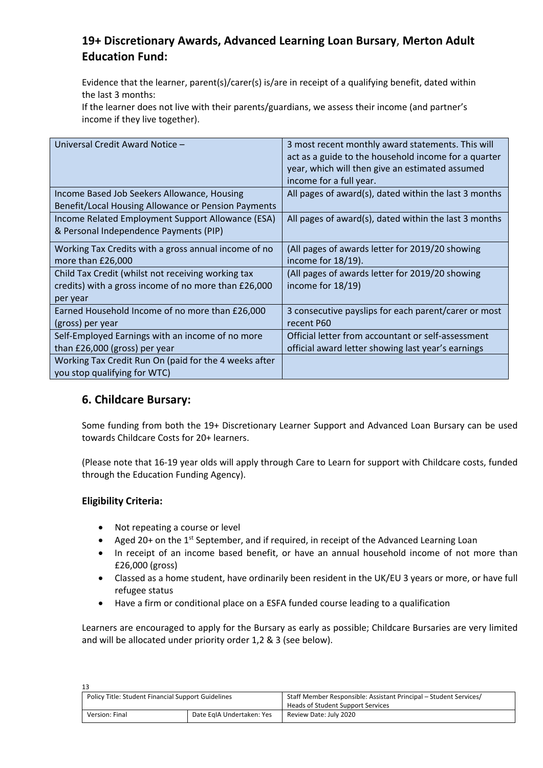## 19+ Discretionary Awards, Advanced Learning Loan Bursary, Merton Adult Education Fund:

Evidence that the learner, parent(s)/carer(s) is/are in receipt of a qualifying benefit, dated within the last 3 months:

If the learner does not live with their parents/guardians, we assess their income (and partner's income if they live together).

| | |
|---|---|
| Universal Credit Award Notice – | 3 most recent monthly award statements. This will act as a guide to the household income for a quarter year, which will then give an estimated assumed income for a full year. |
| Income Based Job Seekers Allowance, Housing Benefit/Local Housing Allowance or Pension Payments | All pages of award(s), dated within the last 3 months |
| Income Related Employment Support Allowance (ESA) & Personal Independence Payments (PIP) | All pages of award(s), dated within the last 3 months |
| Working Tax Credits with a gross annual income of no more than £26,000 | (All pages of awards letter for 2019/20 showing income for 18/19). |
| Child Tax Credit (whilst not receiving working tax credits) with a gross income of no more than £26,000 per year | (All pages of awards letter for 2019/20 showing income for 18/19) |
| Earned Household Income of no more than £26,000 (gross) per year | 3 consecutive payslips for each parent/carer or most recent P60 |
| Self-Employed Earnings with an income of no more than £26,000 (gross) per year | Official letter from accountant or self-assessment official award letter showing last year's earnings |
| Working Tax Credit Run On (paid for the 4 weeks after you stop qualifying for WTC) | |

## 6. Childcare Bursary:

Some funding from both the 19+ Discretionary Learner Support and Advanced Loan Bursary can be used towards Childcare Costs for 20+ learners.

(Please note that 16-19 year olds will apply through Care to Learn for support with Childcare costs, funded through the Education Funding Agency).

### Eligibility Criteria:

- Not repeating a course or level
- Aged 20+ on the 1st September, and if required, in receipt of the Advanced Learning Loan
- In receipt of an income based benefit, or have an annual household income of not more than £26,000 (gross)
- Classed as a home student, have ordinarily been resident in the UK/EU 3 years or more, or have full refugee status
- Have a firm or conditional place on a ESFA funded course leading to a qualification

Learners are encouraged to apply for the Bursary as early as possible; Childcare Bursaries are very limited and will be allocated under priority order 1,2 & 3 (see below).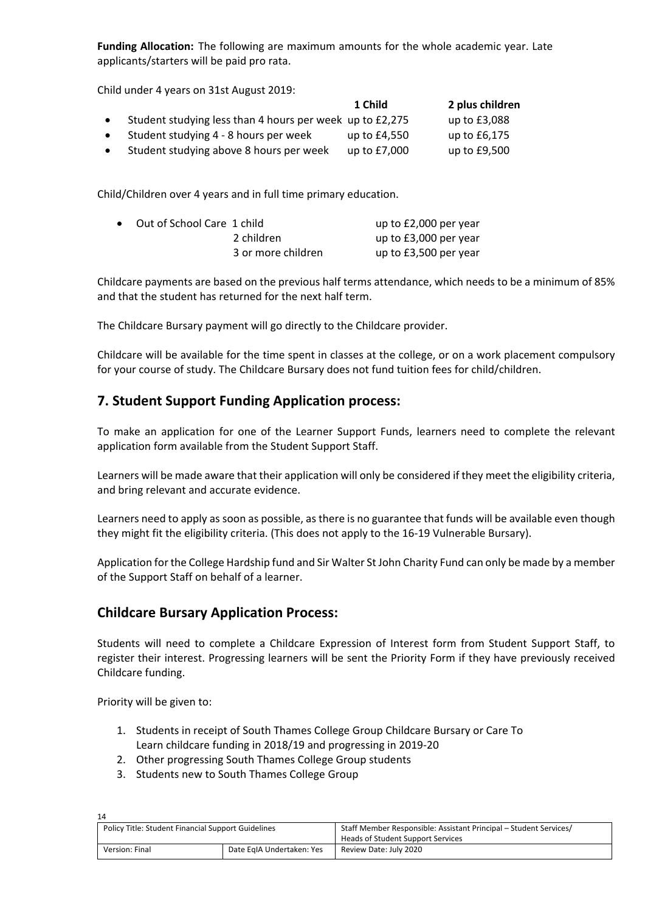**Funding Allocation:** The following are maximum amounts for the whole academic year. Late applicants/starters will be paid pro rata.

Child under 4 years on 31st August 2019:

| | 1 Child | 2 plus children |
|---|---|---|
| • Student studying less than 4 hours per week | up to £2,275 | up to £3,088 |
| • Student studying 4 - 8 hours per week | up to £4,550 | up to £6,175 |
| • Student studying above 8 hours per week | up to £7,000 | up to £9,500 |

Child/Children over 4 years and in full time primary education.

| | | |
|---|---|---|
| • Out of School Care | 1 child | up to £2,000 per year |
| | 2 children | up to £3,000 per year |
| | 3 or more children | up to £3,500 per year |

Childcare payments are based on the previous half terms attendance, which needs to be a minimum of 85% and that the student has returned for the next half term.

The Childcare Bursary payment will go directly to the Childcare provider.

Childcare will be available for the time spent in classes at the college, or on a work placement compulsory for your course of study. The Childcare Bursary does not fund tuition fees for child/children.

## 7. Student Support Funding Application process:

To make an application for one of the Learner Support Funds, learners need to complete the relevant application form available from the Student Support Staff.

Learners will be made aware that their application will only be considered if they meet the eligibility criteria, and bring relevant and accurate evidence.

Learners need to apply as soon as possible, as there is no guarantee that funds will be available even though they might fit the eligibility criteria. (This does not apply to the 16-19 Vulnerable Bursary).

Application for the College Hardship fund and Sir Walter St John Charity Fund can only be made by a member of the Support Staff on behalf of a learner.

## Childcare Bursary Application Process:

Students will need to complete a Childcare Expression of Interest form from Student Support Staff, to register their interest. Progressing learners will be sent the Priority Form if they have previously received Childcare funding.

Priority will be given to:

1. Students in receipt of South Thames College Group Childcare Bursary or Care To Learn childcare funding in 2018/19 and progressing in 2019-20
2. Other progressing South Thames College Group students
3. Students new to South Thames College Group

| Policy Title: Student Financial Support Guidelines | | Staff Member Responsible: Assistant Principal – Student Services/ Heads of Student Support Services |
|---|---|---|
| Version: Final | Date EqIA Undertaken: Yes | Review Date: July 2020 |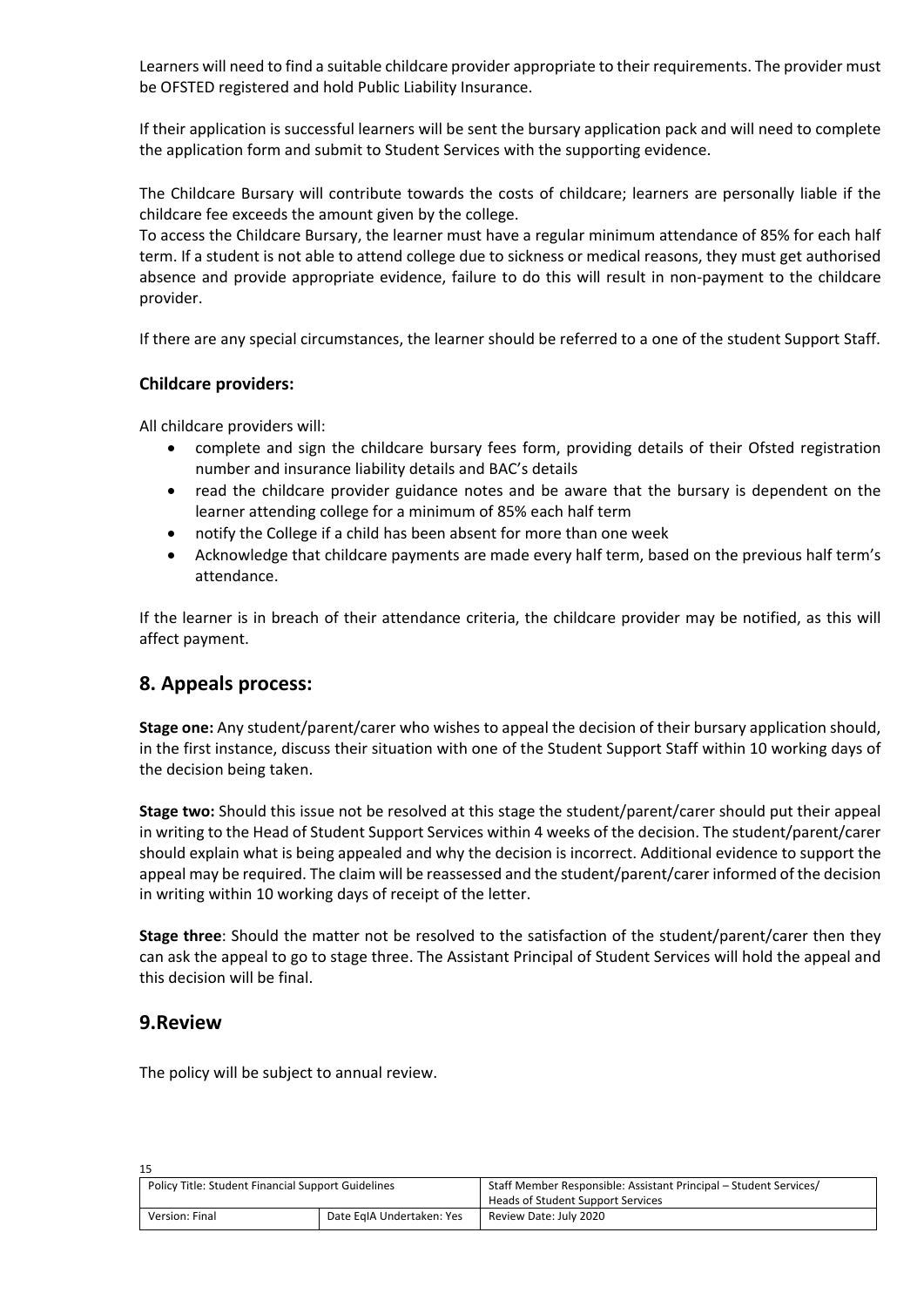Learners will need to find a suitable childcare provider appropriate to their requirements. The provider must be OFSTED registered and hold Public Liability Insurance.

If their application is successful learners will be sent the bursary application pack and will need to complete the application form and submit to Student Services with the supporting evidence.

The Childcare Bursary will contribute towards the costs of childcare; learners are personally liable if the childcare fee exceeds the amount given by the college.
To access the Childcare Bursary, the learner must have a regular minimum attendance of 85% for each half term. If a student is not able to attend college due to sickness or medical reasons, they must get authorised absence and provide appropriate evidence, failure to do this will result in non-payment to the childcare provider.

If there are any special circumstances, the learner should be referred to a one of the student Support Staff.

**Childcare providers:**

All childcare providers will:

- complete and sign the childcare bursary fees form, providing details of their Ofsted registration number and insurance liability details and BAC's details
- read the childcare provider guidance notes and be aware that the bursary is dependent on the learner attending college for a minimum of 85% each half term
- notify the College if a child has been absent for more than one week
- Acknowledge that childcare payments are made every half term, based on the previous half term's attendance.

If the learner is in breach of their attendance criteria, the childcare provider may be notified, as this will affect payment.

## 8. Appeals process:

**Stage one:** Any student/parent/carer who wishes to appeal the decision of their bursary application should, in the first instance, discuss their situation with one of the Student Support Staff within 10 working days of the decision being taken.

**Stage two:** Should this issue not be resolved at this stage the student/parent/carer should put their appeal in writing to the Head of Student Support Services within 4 weeks of the decision. The student/parent/carer should explain what is being appealed and why the decision is incorrect. Additional evidence to support the appeal may be required. The claim will be reassessed and the student/parent/carer informed of the decision in writing within 10 working days of receipt of the letter.

**Stage three**: Should the matter not be resolved to the satisfaction of the student/parent/carer then they can ask the appeal to go to stage three. The Assistant Principal of Student Services will hold the appeal and this decision will be final.

## 9.Review

The policy will be subject to annual review.